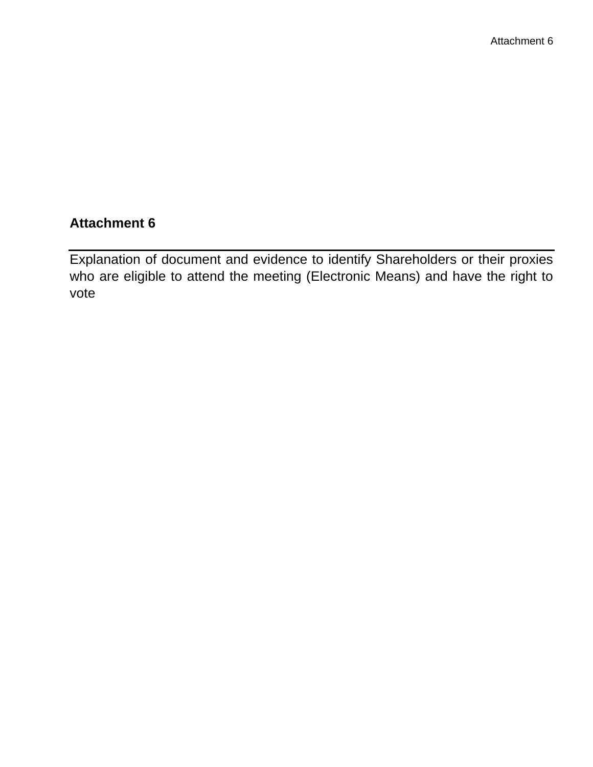# Attachment 6

Explanation of document and evidence to identify Shareholders or their proxies who are eligible to attend the meeting (Electronic Means) and have the right to vote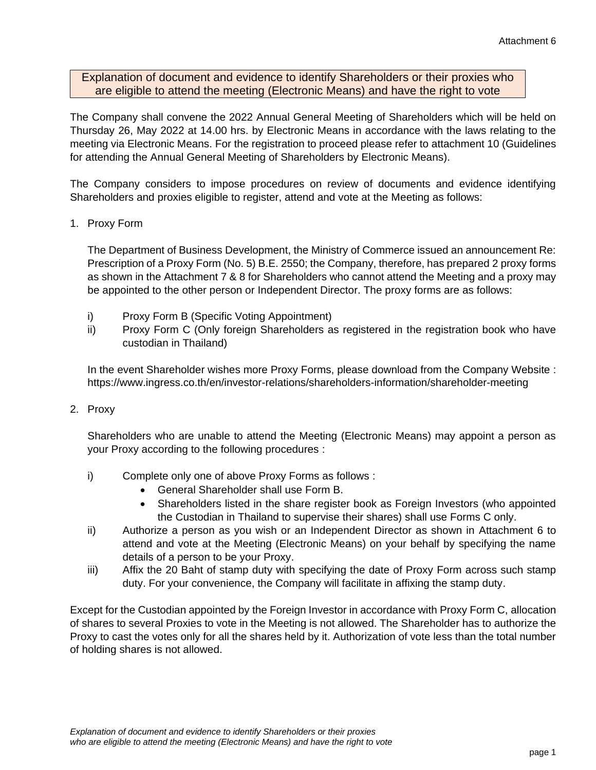# Explanation of document and evidence to identify Shareholders or their proxies who are eligible to attend the meeting (Electronic Means) and have the right to vote

The Company shall convene the 2022 Annual General Meeting of Shareholders which will be held on Thursday 26, May 2022 at 14.00 hrs. by Electronic Means in accordance with the laws relating to the meeting via Electronic Means. For the registration to proceed please refer to attachment 10 (Guidelines for attending the Annual General Meeting of Shareholders by Electronic Means).

The Company considers to impose procedures on review of documents and evidence identifying Shareholders and proxies eligible to register, attend and vote at the Meeting as follows:

1. Proxy Form

   The Department of Business Development, the Ministry of Commerce issued an announcement Re: Prescription of a Proxy Form (No. 5) B.E. 2550; the Company, therefore, has prepared 2 proxy forms as shown in the Attachment 7 & 8 for Shareholders who cannot attend the Meeting and a proxy may be appointed to the other person or Independent Director. The proxy forms are as follows:

   i) Proxy Form B (Specific Voting Appointment)
   
   ii) Proxy Form C (Only foreign Shareholders as registered in the registration book who have custodian in Thailand)

   In the event Shareholder wishes more Proxy Forms, please download from the Company Website : https://www.ingress.co.th/en/investor-relations/shareholders-information/shareholder-meeting

2. Proxy

   Shareholders who are unable to attend the Meeting (Electronic Means) may appoint a person as your Proxy according to the following procedures :

   i) Complete only one of above Proxy Forms as follows :
      - General Shareholder shall use Form B.
      - Shareholders listed in the share register book as Foreign Investors (who appointed the Custodian in Thailand to supervise their shares) shall use Forms C only.
   
   ii) Authorize a person as you wish or an Independent Director as shown in Attachment 6 to attend and vote at the Meeting (Electronic Means) on your behalf by specifying the name details of a person to be your Proxy.
   
   iii) Affix the 20 Baht of stamp duty with specifying the date of Proxy Form across such stamp duty. For your convenience, the Company will facilitate in affixing the stamp duty.

Except for the Custodian appointed by the Foreign Investor in accordance with Proxy Form C, allocation of shares to several Proxies to vote in the Meeting is not allowed. The Shareholder has to authorize the Proxy to cast the votes only for all the shares held by it. Authorization of vote less than the total number of holding shares is not allowed.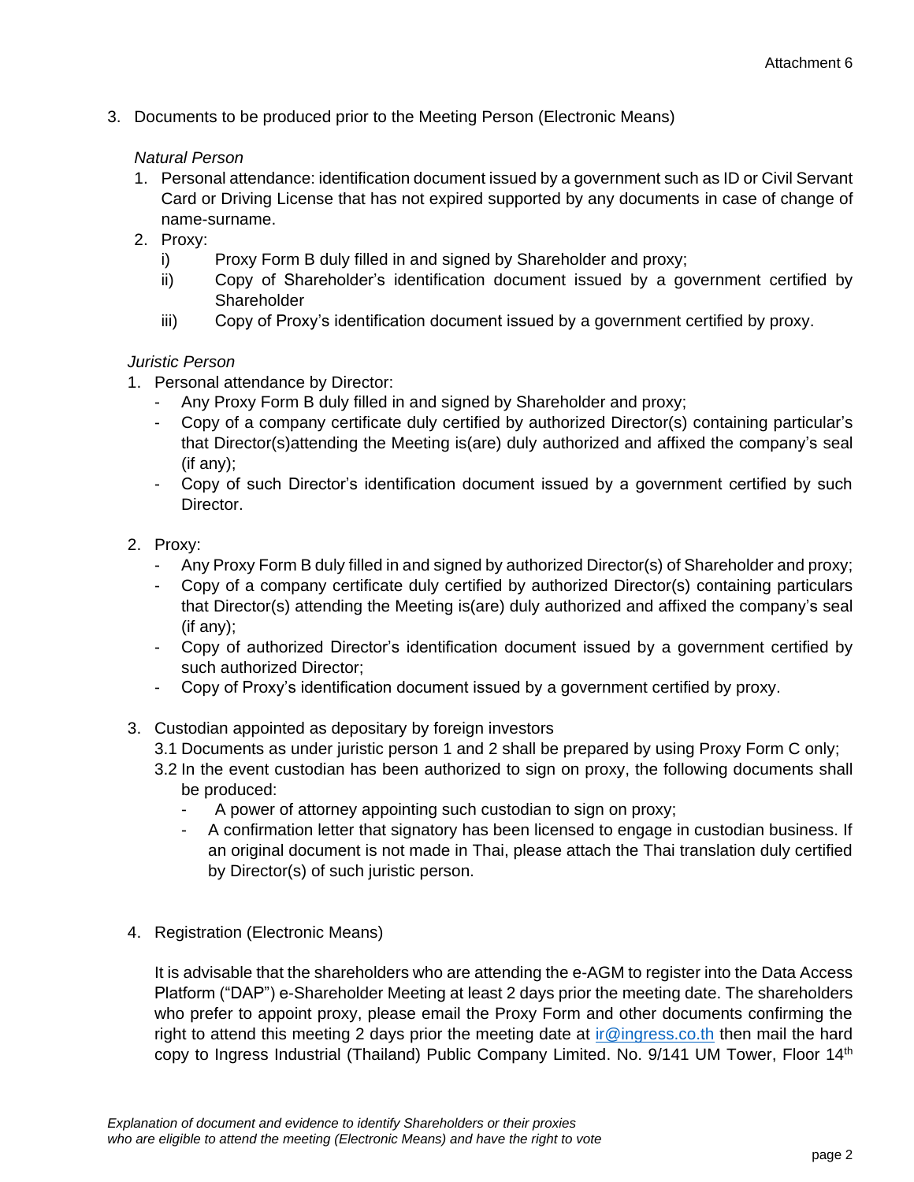3. Documents to be produced prior to the Meeting Person (Electronic Means)

   *Natural Person*

   1. Personal attendance: identification document issued by a government such as ID or Civil Servant Card or Driving License that has not expired supported by any documents in case of change of name-surname.
   2. Proxy:
      i) Proxy Form B duly filled in and signed by Shareholder and proxy;
      ii) Copy of Shareholder's identification document issued by a government certified by Shareholder
      iii) Copy of Proxy's identification document issued by a government certified by proxy.

   *Juristic Person*

   1. Personal attendance by Director:
      - Any Proxy Form B duly filled in and signed by Shareholder and proxy;
      - Copy of a company certificate duly certified by authorized Director(s) containing particular's that Director(s)attending the Meeting is(are) duly authorized and affixed the company's seal (if any);
      - Copy of such Director's identification document issued by a government certified by such Director.

   2. Proxy:
      - Any Proxy Form B duly filled in and signed by authorized Director(s) of Shareholder and proxy;
      - Copy of a company certificate duly certified by authorized Director(s) containing particulars that Director(s) attending the Meeting is(are) duly authorized and affixed the company's seal (if any);
      - Copy of authorized Director's identification document issued by a government certified by such authorized Director;
      - Copy of Proxy's identification document issued by a government certified by proxy.

   3. Custodian appointed as depositary by foreign investors

      3.1 Documents as under juristic person 1 and 2 shall be prepared by using Proxy Form C only;

      3.2 In the event custodian has been authorized to sign on proxy, the following documents shall be produced:
      - A power of attorney appointing such custodian to sign on proxy;
      - A confirmation letter that signatory has been licensed to engage in custodian business. If an original document is not made in Thai, please attach the Thai translation duly certified by Director(s) of such juristic person.

4. Registration (Electronic Means)

   It is advisable that the shareholders who are attending the e-AGM to register into the Data Access Platform ("DAP") e-Shareholder Meeting at least 2 days prior the meeting date. The shareholders who prefer to appoint proxy, please email the Proxy Form and other documents confirming the right to attend this meeting 2 days prior the meeting date at ir@ingress.co.th then mail the hard copy to Ingress Industrial (Thailand) Public Company Limited. No. 9/141 UM Tower, Floor 14th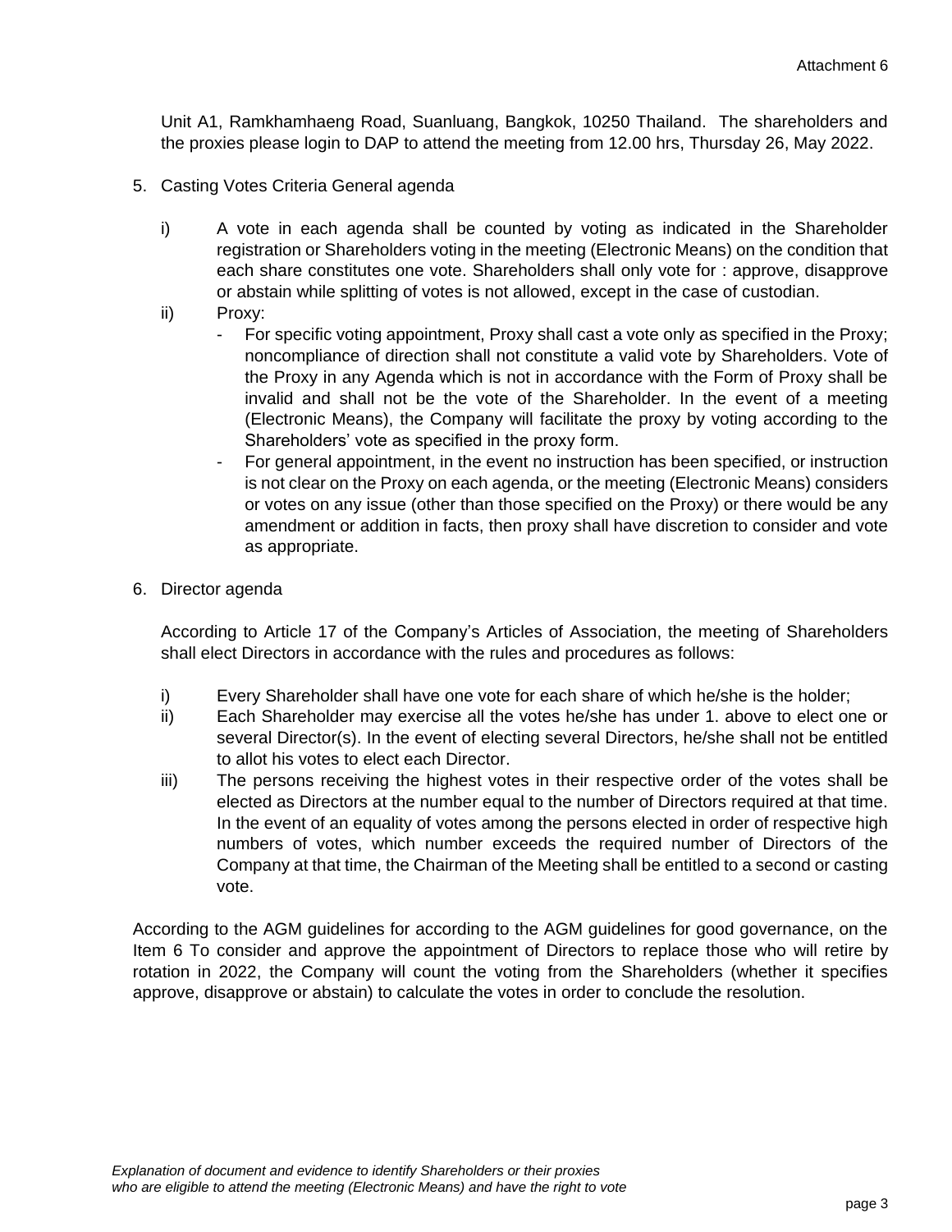Unit A1, Ramkhamhaeng Road, Suanluang, Bangkok, 10250 Thailand. The shareholders and the proxies please login to DAP to attend the meeting from 12.00 hrs, Thursday 26, May 2022.

5. Casting Votes Criteria General agenda

   i) A vote in each agenda shall be counted by voting as indicated in the Shareholder registration or Shareholders voting in the meeting (Electronic Means) on the condition that each share constitutes one vote. Shareholders shall only vote for : approve, disapprove or abstain while splitting of votes is not allowed, except in the case of custodian.

   ii) Proxy:
      - For specific voting appointment, Proxy shall cast a vote only as specified in the Proxy; noncompliance of direction shall not constitute a valid vote by Shareholders. Vote of the Proxy in any Agenda which is not in accordance with the Form of Proxy shall be invalid and shall not be the vote of the Shareholder. In the event of a meeting (Electronic Means), the Company will facilitate the proxy by voting according to the Shareholders' vote as specified in the proxy form.
      - For general appointment, in the event no instruction has been specified, or instruction is not clear on the Proxy on each agenda, or the meeting (Electronic Means) considers or votes on any issue (other than those specified on the Proxy) or there would be any amendment or addition in facts, then proxy shall have discretion to consider and vote as appropriate.

6. Director agenda

   According to Article 17 of the Company's Articles of Association, the meeting of Shareholders shall elect Directors in accordance with the rules and procedures as follows:

   i) Every Shareholder shall have one vote for each share of which he/she is the holder;

   ii) Each Shareholder may exercise all the votes he/she has under 1. above to elect one or several Director(s). In the event of electing several Directors, he/she shall not be entitled to allot his votes to elect each Director.

   iii) The persons receiving the highest votes in their respective order of the votes shall be elected as Directors at the number equal to the number of Directors required at that time. In the event of an equality of votes among the persons elected in order of respective high numbers of votes, which number exceeds the required number of Directors of the Company at that time, the Chairman of the Meeting shall be entitled to a second or casting vote.

According to the AGM guidelines for according to the AGM guidelines for good governance, on the Item 6 To consider and approve the appointment of Directors to replace those who will retire by rotation in 2022, the Company will count the voting from the Shareholders (whether it specifies approve, disapprove or abstain) to calculate the votes in order to conclude the resolution.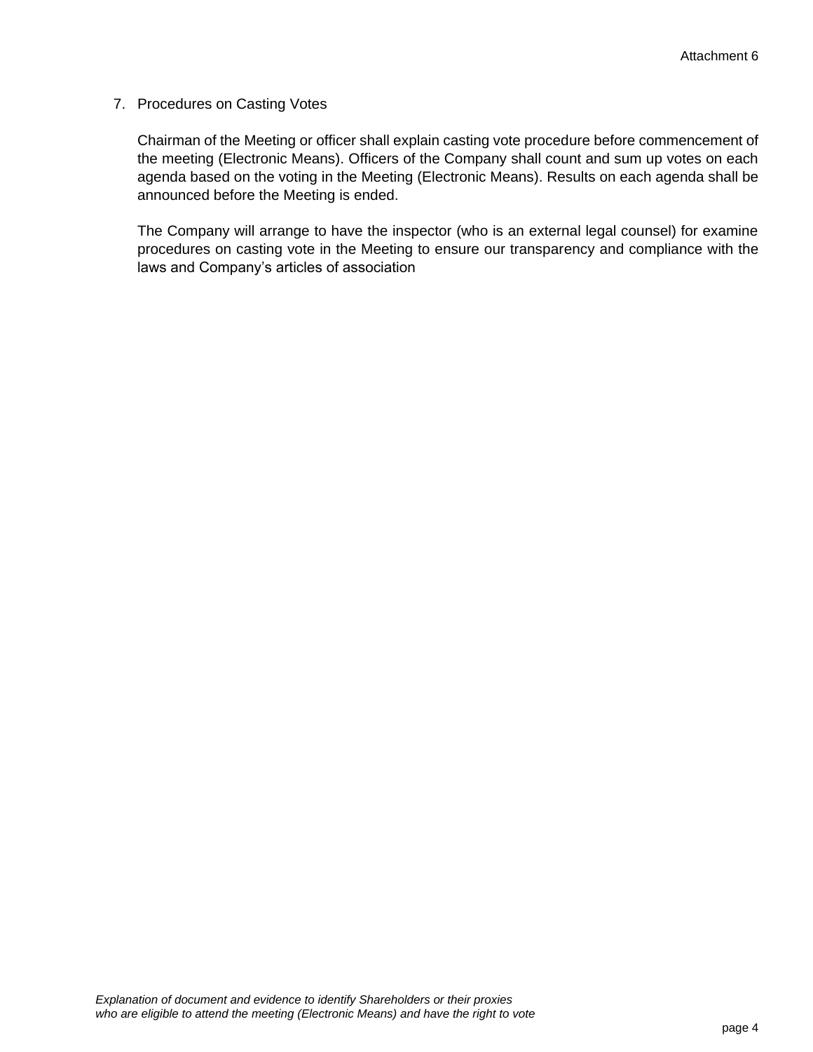7. Procedures on Casting Votes

   Chairman of the Meeting or officer shall explain casting vote procedure before commencement of the meeting (Electronic Means). Officers of the Company shall count and sum up votes on each agenda based on the voting in the Meeting (Electronic Means). Results on each agenda shall be announced before the Meeting is ended.

   The Company will arrange to have the inspector (who is an external legal counsel) for examine procedures on casting vote in the Meeting to ensure our transparency and compliance with the laws and Company's articles of association